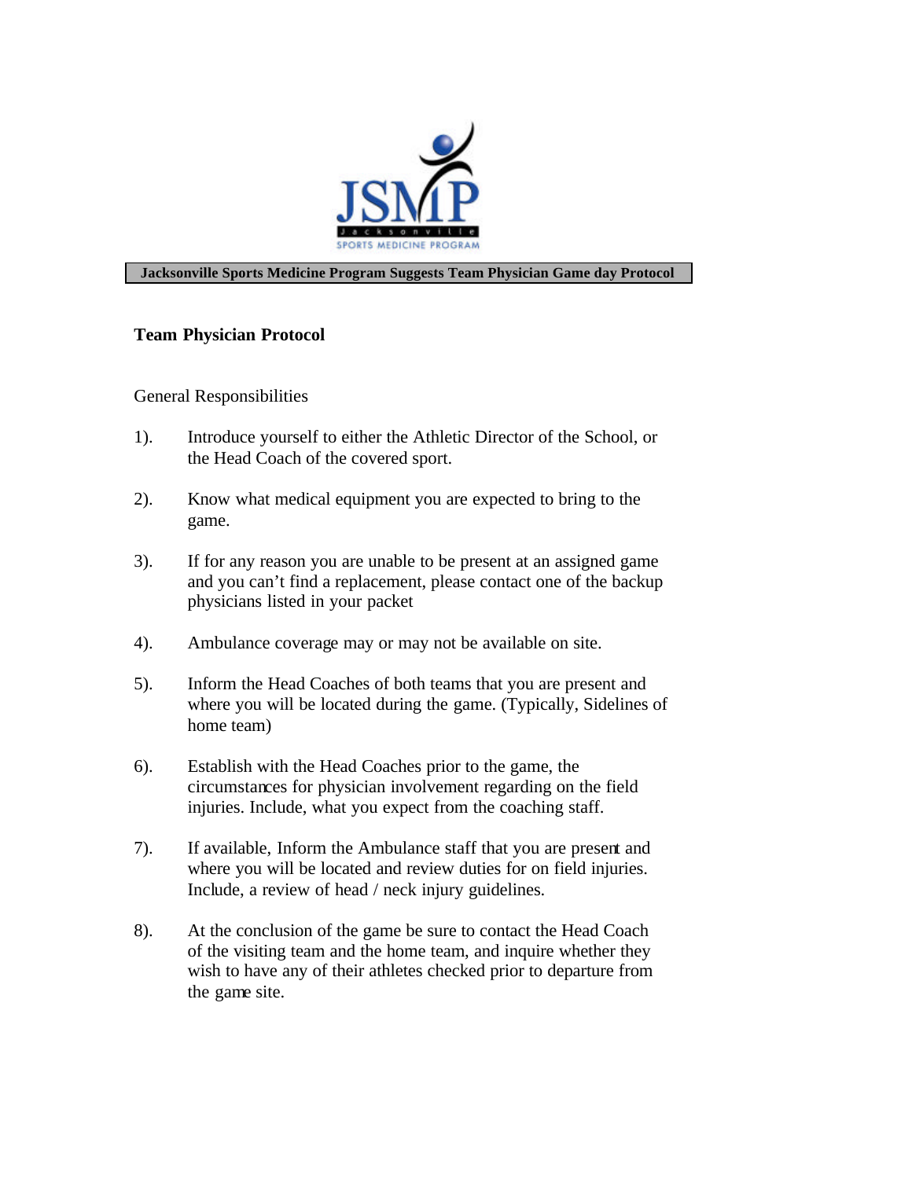**Jacksonville Sports Medicine Program Suggests Team Physician Game day Protocol**

## Team Physician Protocol

General Responsibilities

1). Introduce yourself to either the Athletic Director of the School, or the Head Coach of the covered sport.

2). Know what medical equipment you are expected to bring to the game.

3). If for any reason you are unable to be present at an assigned game and you can't find a replacement, please contact one of the backup physicians listed in your packet

4). Ambulance coverage may or may not be available on site.

5). Inform the Head Coaches of both teams that you are present and where you will be located during the game. (Typically, Sidelines of home team)

6). Establish with the Head Coaches prior to the game, the circumstances for physician involvement regarding on the field injuries. Include, what you expect from the coaching staff.

7). If available, Inform the Ambulance staff that you are present and where you will be located and review duties for on field injuries. Include, a review of head / neck injury guidelines.

8). At the conclusion of the game be sure to contact the Head Coach of the visiting team and the home team, and inquire whether they wish to have any of their athletes checked prior to departure from the game site.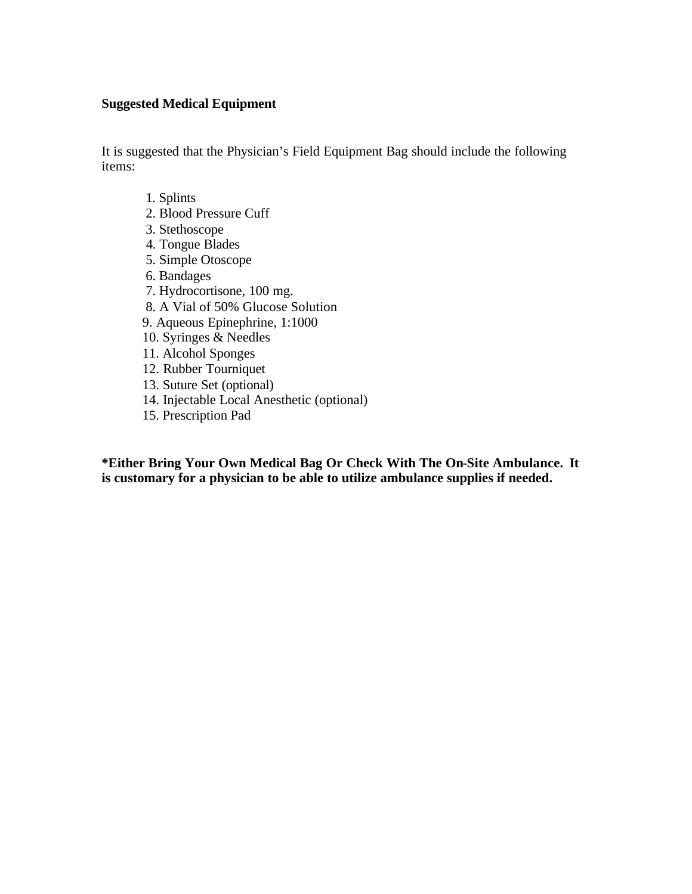**Suggested Medical Equipment**

It is suggested that the Physician's Field Equipment Bag should include the following items:

1. Splints
2. Blood Pressure Cuff
3. Stethoscope
4. Tongue Blades
5. Simple Otoscope
6. Bandages
7. Hydrocortisone, 100 mg.
8. A Vial of 50% Glucose Solution
9. Aqueous Epinephrine, 1:1000
10. Syringes & Needles
11. Alcohol Sponges
12. Rubber Tourniquet
13. Suture Set (optional)
14. Injectable Local Anesthetic (optional)
15. Prescription Pad

**\*Either Bring Your Own Medical Bag Or Check With The On-Site Ambulance. It is customary for a physician to be able to utilize ambulance supplies if needed.**